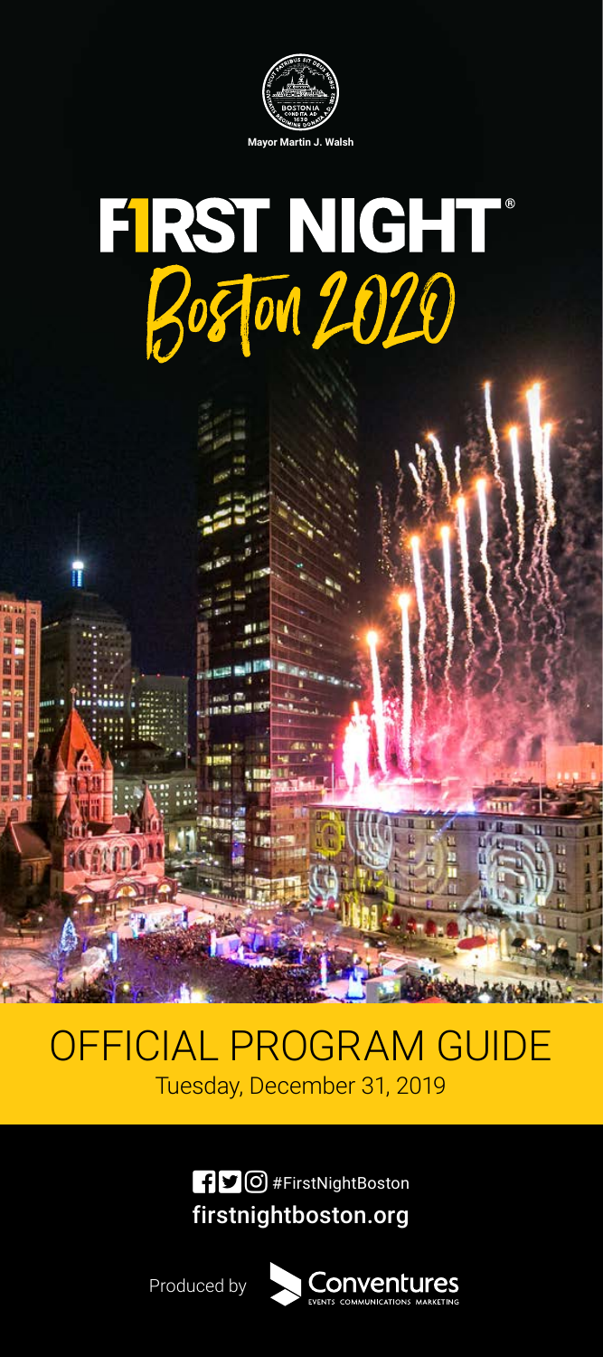Mayor Martin J. Walsh

# FIRST NIGHT®

# Boston 2020

## OFFICIAL PROGRAM GUIDE

Tuesday, December 31, 2019

#FirstNightBoston

firstnightboston.org

Produced by Conventures

EVENTS COMMUNICATIONS MARKETING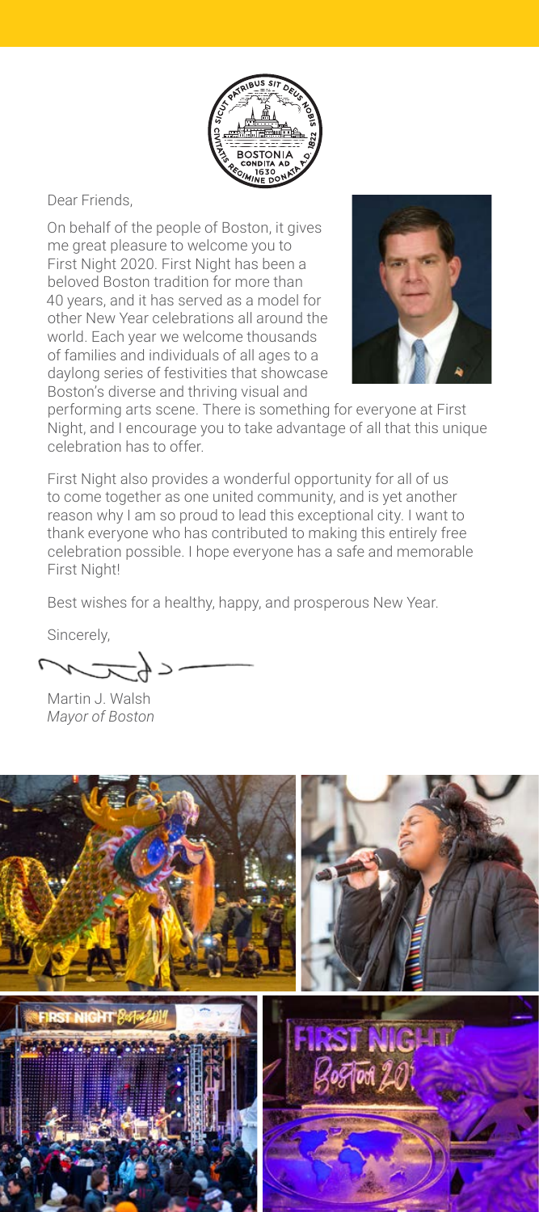Dear Friends,

On behalf of the people of Boston, it gives me great pleasure to welcome you to First Night 2020. First Night has been a beloved Boston tradition for more than 40 years, and it has served as a model for other New Year celebrations all around the world. Each year we welcome thousands of families and individuals of all ages to a daylong series of festivities that showcase Boston's diverse and thriving visual and performing arts scene. There is something for everyone at First Night, and I encourage you to take advantage of all that this unique celebration has to offer.

First Night also provides a wonderful opportunity for all of us to come together as one united community, and is yet another reason why I am so proud to lead this exceptional city. I want to thank everyone who has contributed to making this entirely free celebration possible. I hope everyone has a safe and memorable First Night!

Best wishes for a healthy, happy, and prosperous New Year.

Sincerely,

Martin J. Walsh
*Mayor of Boston*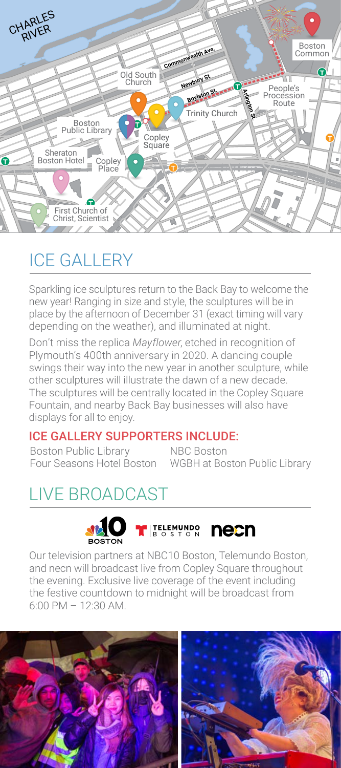# ICE GALLERY

Sparkling ice sculptures return to the Back Bay to welcome the new year! Ranging in size and style, the sculptures will be in place by the afternoon of December 31 (exact timing will vary depending on the weather), and illuminated at night.

Don't miss the replica *Mayflower*, etched in recognition of Plymouth's 400th anniversary in 2020. A dancing couple swings their way into the new year in another sculpture, while other sculptures will illustrate the dawn of a new decade. The sculptures will be centrally located in the Copley Square Fountain, and nearby Back Bay businesses will also have displays for all to enjoy.

### ICE GALLERY SUPPORTERS INCLUDE:

- Boston Public Library
- Four Seasons Hotel Boston
- NBC Boston
- WGBH at Boston Public Library

# LIVE BROADCAST

Our television partners at NBC10 Boston, Telemundo Boston, and necn will broadcast live from Copley Square throughout the evening. Exclusive live coverage of the event including the festive countdown to midnight will be broadcast from 6:00 PM – 12:30 AM.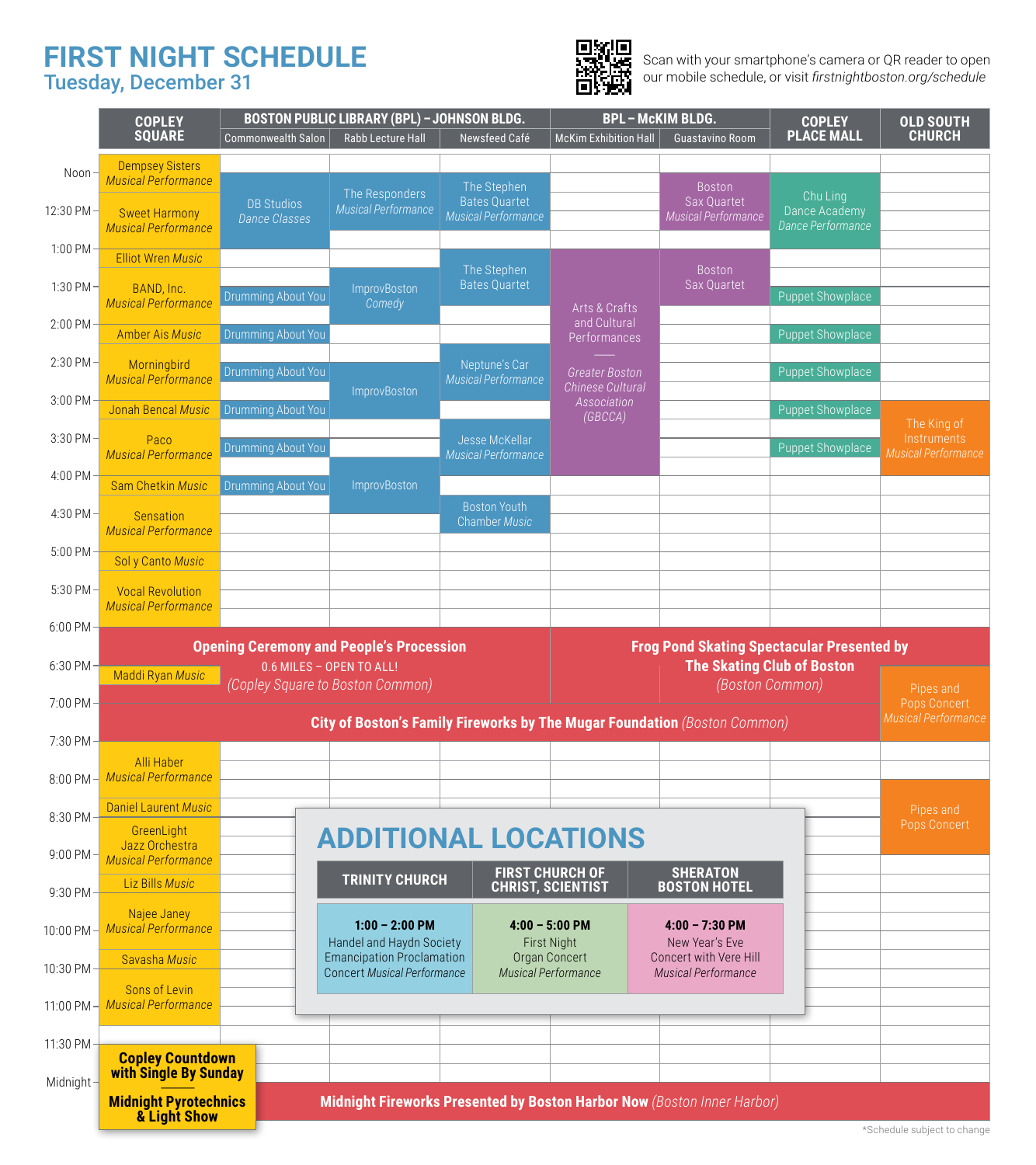# FIRST NIGHT SCHEDULE

## Tuesday, December 31

Scan with your smartphone's camera or QR reader to open our mobile schedule, or visit *firstnightboston.org/schedule*

| Time | COPLEY SQUARE | BPL – JOHNSON BLDG. Commonwealth Salon | BPL – JOHNSON BLDG. Rabb Lecture Hall | BPL – JOHNSON BLDG. Newsfeed Café | BPL – McKIM BLDG. McKim Exhibition Hall | BPL – McKIM BLDG. Guastavino Room | COPLEY PLACE MALL | OLD SOUTH CHURCH |
|---|---|---|---|---|---|---|---|---|
| Noon | Dempsey Sisters *Musical Performance* | | | | | | | |
| 12:15 PM | | DB Studios *Dance Classes* | The Responders *Musical Performance* | The Stephen Bates Quartet *Musical Performance* | | Boston Sax Quartet *Musical Performance* | Chu Ling Dance Academy *Dance Performance* | |
| 12:30 PM | Sweet Harmony *Musical Performance* | | | | | | | |
| 1:00 PM | Elliot Wren *Music* | | | The Stephen Bates Quartet | Arts & Crafts and Cultural Performances — *Greater Boston Chinese Cultural Association (GBCCA)* (1:00–4:00 PM) | Boston Sax Quartet | | |
| 1:15 PM | BAND, Inc. *Musical Performance* | | | | | | | |
| 1:30 PM | | Drumming About You | ImprovBoston *Comedy* | | | | Puppet Showplace | |
| 2:00 PM | Amber Ais *Music* | Drumming About You | | | | | Puppet Showplace | |
| 2:15 PM | Morningbird *Musical Performance* | | | | | | | |
| 2:30 PM | | Drumming About You | ImprovBoston | Neptune's Car *Musical Performance* | | | Puppet Showplace | |
| 3:00 PM | Jonah Bencal *Music* | Drumming About You | | | | | Puppet Showplace | The King of Instruments *Musical Performance* |
| 3:15 PM | Paco *Musical Performance* | | | | | | | |
| 3:30 PM | | Drumming About You | | Jesse McKellar *Musical Performance* | | | Puppet Showplace | |
| 3:45 PM | | | ImprovBoston | | | | | |
| 4:00 PM | Sam Chetkin *Music* | Drumming About You | | | | | | |
| 4:15 PM | Sensation *Musical Performance* | | | Boston Youth Chamber *Music* | | | | |
| 5:00 PM | Sol y Canto *Music* | | | | | | | |
| 5:15 PM | Vocal Revolution *Musical Performance* | | | | | | | |
| 6:00 PM | **Opening Ceremony and People's Procession** 0.6 MILES – OPEN TO ALL! *(Copley Square to Boston Common)* | | | | **Frog Pond Skating Spectacular Presented by The Skating Club of Boston** *(Boston Common)* | | | |
| 6:30 PM | Maddi Ryan *Music* | | | | | | | Pipes and Pops Concert *Musical Performance* |
| 7:00 PM | **City of Boston's Family Fireworks by The Mugar Foundation** *(Boston Common)* | | | | | | | |
| 7:30 PM | Alli Haber *Musical Performance* | | | | | | | |
| 8:15 PM | Daniel Laurent *Music* | | | | | | | Pipes and Pops Concert |
| 8:30 PM | GreenLight Jazz Orchestra *Musical Performance* | | | | | | | |
| 9:15 PM | Liz Bills *Music* | | | | | | | |
| 9:30 PM | Najee Janey *Musical Performance* | | | | | | | |
| 10:15 PM | Savasha *Music* | | | | | | | |
| 10:30 PM | Sons of Levin *Musical Performance* | | | | | | | |
| 11:30 PM | **Copley Countdown with Single By Sunday** | | | | | | | |
| Midnight | **Midnight Pyrotechnics & Light Show** | **Midnight Fireworks Presented by Boston Harbor Now** *(Boston Inner Harbor)* | | | | | | |

## ADDITIONAL LOCATIONS

| TRINITY CHURCH | FIRST CHURCH OF CHRIST, SCIENTIST | SHERATON BOSTON HOTEL |
|---|---|---|
| **1:00 – 2:00 PM** Handel and Haydn Society Emancipation Proclamation Concert *Musical Performance* | **4:00 – 5:00 PM** First Night Organ Concert *Musical Performance* | **4:00 – 7:30 PM** New Year's Eve Concert with Vere Hill *Musical Performance* |

*Schedule subject to change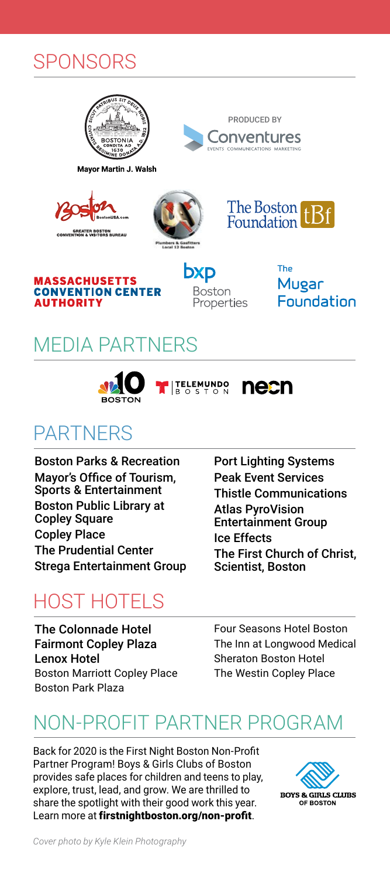# SPONSORS

Mayor Martin J. Walsh

PRODUCED BY Conventures

# MEDIA PARTNERS

# PARTNERS

Boston Parks & Recreation
Mayor's Office of Tourism, Sports & Entertainment
Boston Public Library at Copley Square
Copley Place
The Prudential Center
Strega Entertainment Group
Port Lighting Systems
Peak Event Services
Thistle Communications
Atlas PyroVision Entertainment Group
Ice Effects
The First Church of Christ, Scientist, Boston

# HOST HOTELS

**The Colonnade Hotel**
**Fairmont Copley Plaza**
**Lenox Hotel**
Boston Marriott Copley Place
Boston Park Plaza
Four Seasons Hotel Boston
The Inn at Longwood Medical
Sheraton Boston Hotel
The Westin Copley Place

# NON-PROFIT PARTNER PROGRAM

Back for 2020 is the First Night Boston Non-Profit Partner Program! Boys & Girls Clubs of Boston provides safe places for children and teens to play, explore, trust, lead, and grow. We are thrilled to share the spotlight with their good work this year. Learn more at **firstnightboston.org/non-profit**.

*Cover photo by Kyle Klein Photography*